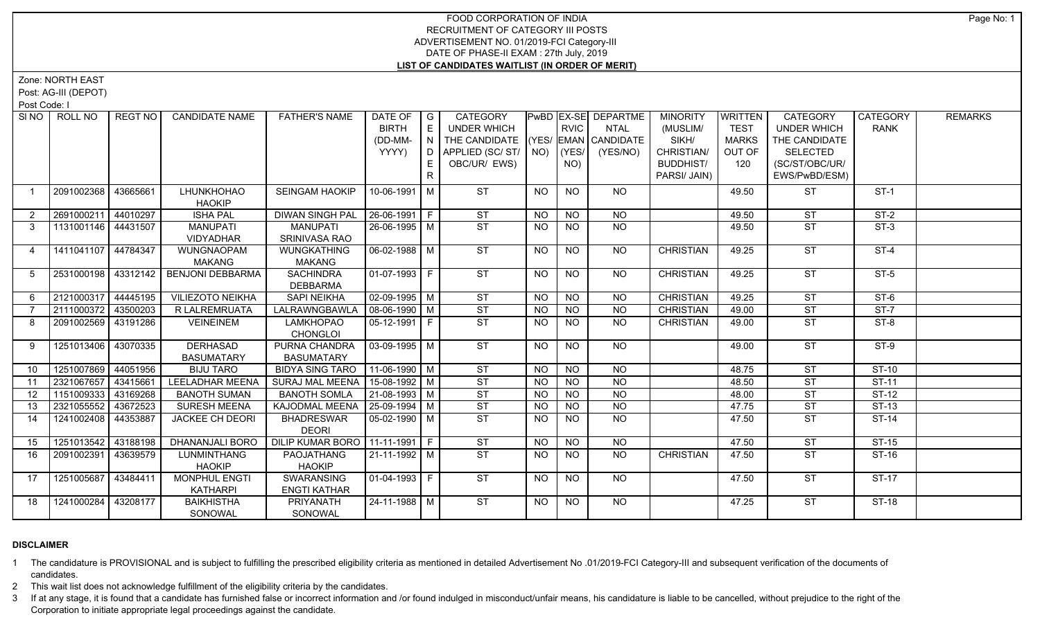FOOD CORPORATION OF INDIA
RECRUITMENT OF CATEGORY III POSTS
ADVERTISEMENT NO. 01/2019-FCI Category-III
DATE OF PHASE-II EXAM : 27th July, 2019
**LIST OF CANDIDATES WAITLIST (IN ORDER OF MERIT)**

Zone: NORTH EAST
Post: AG-III (DEPOT)
Post Code: I

| SI NO | ROLL NO | REGT NO | CANDIDATE NAME | FATHER'S NAME | DATE OF BIRTH (DD-MM-YYYY) | GENDER | CATEGORY UNDER WHICH THE CANDIDATE APPLIED (SC/ ST/ OBC/UR/ EWS) | PwBD (YES/ NO) | EX-SERVICEMAN (YES/ NO) | DEPARTMENTAL CANDIDATE (YES/NO) | MINORITY (MUSLIM/ SIKH/ CHRISTIAN/ BUDDHIST/ PARSI/ JAIN) | WRITTEN TEST MARKS OUT OF 120 | CATEGORY UNDER WHICH THE CANDIDATE SELECTED (SC/ST/OBC/UR/ EWS/PwBD/ESM) | CATEGORY RANK | REMARKS |
|---|---|---|---|---|---|---|---|---|---|---|---|---|---|---|---|
| 1 | 2091002368 | 43665661 | LHUNKHOHAO HAOKIP | SEINGAM HAOKIP | 10-06-1991 | M | ST | NO | NO | NO | | 49.50 | ST | ST-1 | |
| 2 | 2691000211 | 44010297 | ISHA PAL | DIWAN SINGH PAL | 26-06-1991 | F | ST | NO | NO | NO | | 49.50 | ST | ST-2 | |
| 3 | 1131001146 | 44431507 | MANUPATI VIDYADHAR | MANUPATI SRINIVASA RAO | 26-06-1995 | M | ST | NO | NO | NO | | 49.50 | ST | ST-3 | |
| 4 | 1411041107 | 44784347 | WUNGNAOPAM MAKANG | WUNGKATHING MAKANG | 06-02-1988 | M | ST | NO | NO | NO | CHRISTIAN | 49.25 | ST | ST-4 | |
| 5 | 2531000198 | 43312142 | BENJONI DEBBARMA | SACHINDRA DEBBARMA | 01-07-1993 | F | ST | NO | NO | NO | CHRISTIAN | 49.25 | ST | ST-5 | |
| 6 | 2121000317 | 44445195 | VILIEZOTO NEIKHA | SAPI NEIKHA | 02-09-1995 | M | ST | NO | NO | NO | CHRISTIAN | 49.25 | ST | ST-6 | |
| 7 | 2111000372 | 43500203 | R LALREMRUATA | LALRAWNGBAWLA | 08-06-1990 | M | ST | NO | NO | NO | CHRISTIAN | 49.00 | ST | ST-7 | |
| 8 | 2091002569 | 43191286 | VEINEINEM | LAMKHOPAO CHONGLOI | 05-12-1991 | F | ST | NO | NO | NO | CHRISTIAN | 49.00 | ST | ST-8 | |
| 9 | 1251013406 | 43070335 | DERHASAD BASUMATARY | PURNA CHANDRA BASUMATARY | 03-09-1995 | M | ST | NO | NO | NO | | 49.00 | ST | ST-9 | |
| 10 | 1251007869 | 44051956 | BIJU TARO | BIDYA SING TARO | 11-06-1990 | M | ST | NO | NO | NO | | 48.75 | ST | ST-10 | |
| 11 | 2321067657 | 43415661 | LEELADHAR MEENA | SURAJ MAL MEENA | 15-08-1992 | M | ST | NO | NO | NO | | 48.50 | ST | ST-11 | |
| 12 | 1151009333 | 43169268 | BANOTH SUMAN | BANOTH SOMLA | 21-08-1993 | M | ST | NO | NO | NO | | 48.00 | ST | ST-12 | |
| 13 | 2321055552 | 43672523 | SURESH MEENA | KAJODMAL MEENA | 25-09-1994 | M | ST | NO | NO | NO | | 47.75 | ST | ST-13 | |
| 14 | 1241002408 | 44353887 | JACKEE CH DEORI | BHADRESWAR DEORI | 05-02-1990 | M | ST | NO | NO | NO | | 47.50 | ST | ST-14 | |
| 15 | 1251013542 | 43188198 | DHANANJALI BORO | DILIP KUMAR BORO | 11-11-1991 | F | ST | NO | NO | NO | | 47.50 | ST | ST-15 | |
| 16 | 2091002391 | 43639579 | LUNMINTHANG HAOKIP | PAOJATHANG HAOKIP | 21-11-1992 | M | ST | NO | NO | NO | CHRISTIAN | 47.50 | ST | ST-16 | |
| 17 | 1251005687 | 43484411 | MONPHUL ENGTI KATHARPI | SWARANSING ENGTI KATHAR | 01-04-1993 | F | ST | NO | NO | NO | | 47.50 | ST | ST-17 | |
| 18 | 1241000284 | 43208177 | BAIKHISTHA SONOWAL | PRIYANATH SONOWAL | 24-11-1988 | M | ST | NO | NO | NO | | 47.25 | ST | ST-18 | |

**DISCLAIMER**

1 The candidature is PROVISIONAL and is subject to fulfilling the prescribed eligibility criteria as mentioned in detailed Advertisement No .01/2019-FCI Category-III and subsequent verification of the documents of candidates.

2 This wait list does not acknowledge fulfillment of the eligibility criteria by the candidates.

3 If at any stage, it is found that a candidate has furnished false or incorrect information and /or found indulged in misconduct/unfair means, his candidature is liable to be cancelled, without prejudice to the right of the Corporation to initiate appropriate legal proceedings against the candidate.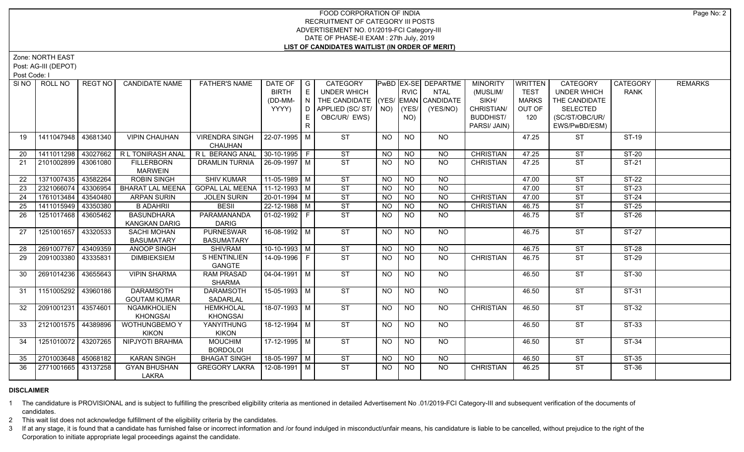# FOOD CORPORATION OF INDIA
## RECRUITMENT OF CATEGORY III POSTS
## ADVERTISEMENT NO. 01/2019-FCI Category-III
## DATE OF PHASE-II EXAM : 27th July, 2019
## LIST OF CANDIDATES WAITLIST (IN ORDER OF MERIT)

Zone: NORTH EAST
Post: AG-III (DEPOT)
Post Code: I

| SI NO | ROLL NO | REGT NO | CANDIDATE NAME | FATHER'S NAME | DATE OF BIRTH (DD-MM-YYYY) | GENDER | CATEGORY UNDER WHICH THE CANDIDATE APPLIED (SC/ ST/ OBC/UR/ EWS) | PwBD (YES/ NO) | EX-SERVICEMAN (YES/ NO) | DEPARTMENTAL CANDIDATE (YES/NO) | MINORITY (MUSLIM/ SIKH/ CHRISTIAN/ BUDDHIST/ PARSI/ JAIN) | WRITTEN TEST MARKS OUT OF 120 | CATEGORY UNDER WHICH THE CANDIDATE SELECTED (SC/ST/OBC/UR/ EWS/PwBD/ESM) | CATEGORY RANK | REMARKS |
|---|---|---|---|---|---|---|---|---|---|---|---|---|---|---|---|
| 19 | 1411047948 | 43681340 | VIPIN CHAUHAN | VIRENDRA SINGH CHAUHAN | 22-07-1995 | M | ST | NO | NO | NO | | 47.25 | ST | ST-19 | |
| 20 | 1411011298 | 43027662 | R L TONIRASH ANAL | R L BERANG ANAL | 30-10-1995 | F | ST | NO | NO | NO | CHRISTIAN | 47.25 | ST | ST-20 | |
| 21 | 2101002899 | 43061080 | FILLERBORN MARWEIN | DRAMLIN TURNIA | 26-09-1997 | M | ST | NO | NO | NO | CHRISTIAN | 47.25 | ST | ST-21 | |
| 22 | 1371007435 | 43582264 | ROBIN SINGH | SHIV KUMAR | 11-05-1989 | M | ST | NO | NO | NO | | 47.00 | ST | ST-22 | |
| 23 | 2321066074 | 43306954 | BHARAT LAL MEENA | GOPAL LAL MEENA | 11-12-1993 | M | ST | NO | NO | NO | | 47.00 | ST | ST-23 | |
| 24 | 1761013484 | 43540480 | ARPAN SURIN | JOLEN SURIN | 20-01-1994 | M | ST | NO | NO | NO | CHRISTIAN | 47.00 | ST | ST-24 | |
| 25 | 1411015949 | 43350380 | B ADAHRII | BESII | 22-12-1988 | M | ST | NO | NO | NO | CHRISTIAN | 46.75 | ST | ST-25 | |
| 26 | 1251017468 | 43605462 | BASUNDHARA KANGKAN DARIG | PARAMANANDA DARIG | 01-02-1992 | F | ST | NO | NO | NO | | 46.75 | ST | ST-26 | |
| 27 | 1251001657 | 43320533 | SACHI MOHAN BASUMATARY | PURNESWAR BASUMATARY | 16-08-1992 | M | ST | NO | NO | NO | | 46.75 | ST | ST-27 | |
| 28 | 2691007767 | 43409359 | ANOOP SINGH | SHIVRAM | 10-10-1993 | M | ST | NO | NO | NO | | 46.75 | ST | ST-28 | |
| 29 | 2091003380 | 43335831 | DIMBIEKSIEM | S HENTINLIEN GANGTE | 14-09-1996 | F | ST | NO | NO | NO | CHRISTIAN | 46.75 | ST | ST-29 | |
| 30 | 2691014236 | 43655643 | VIPIN SHARMA | RAM PRASAD SHARMA | 04-04-1991 | M | ST | NO | NO | NO | | 46.50 | ST | ST-30 | |
| 31 | 1151005292 | 43960186 | DARAMSOTH GOUTAM KUMAR | DARAMSOTH SADARLAL | 15-05-1993 | M | ST | NO | NO | NO | | 46.50 | ST | ST-31 | |
| 32 | 2091001231 | 43574601 | NGAMKHOLIEN KHONGSAI | HEMKHOLAL KHONGSAI | 18-07-1993 | M | ST | NO | NO | NO | CHRISTIAN | 46.50 | ST | ST-32 | |
| 33 | 2121001575 | 44389896 | WOTHUNGBEMO Y KIKON | YANYITHUNG KIKON | 18-12-1994 | M | ST | NO | NO | NO | | 46.50 | ST | ST-33 | |
| 34 | 1251010072 | 43207265 | NIPJYOTI BRAHMA | MOUCHIM BORDOLOI | 17-12-1995 | M | ST | NO | NO | NO | | 46.50 | ST | ST-34 | |
| 35 | 2701003648 | 45068182 | KARAN SINGH | BHAGAT SINGH | 18-05-1997 | M | ST | NO | NO | NO | | 46.50 | ST | ST-35 | |
| 36 | 2771001665 | 43137258 | GYAN BHUSHAN LAKRA | GREGORY LAKRA | 12-08-1991 | M | ST | NO | NO | NO | CHRISTIAN | 46.25 | ST | ST-36 | |

**DISCLAIMER**

1 The candidature is PROVISIONAL and is subject to fulfilling the prescribed eligibility criteria as mentioned in detailed Advertisement No .01/2019-FCI Category-III and subsequent verification of the documents of candidates.

2 This wait list does not acknowledge fulfillment of the eligibility criteria by the candidates.

3 If at any stage, it is found that a candidate has furnished false or incorrect information and /or found indulged in misconduct/unfair means, his candidature is liable to be cancelled, without prejudice to the right of the Corporation to initiate appropriate legal proceedings against the candidate.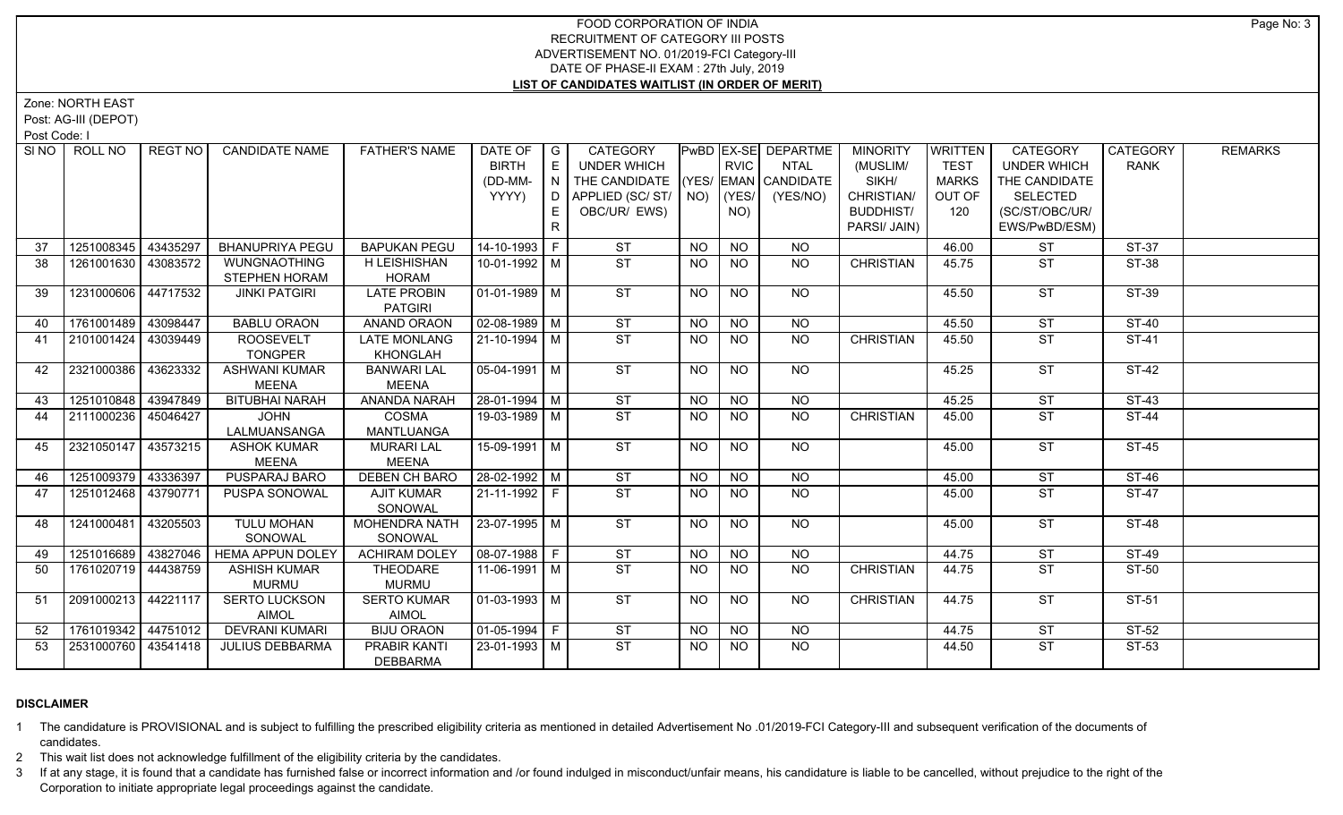FOOD CORPORATION OF INDIA
RECRUITMENT OF CATEGORY III POSTS
ADVERTISEMENT NO. 01/2019-FCI Category-III
DATE OF PHASE-II EXAM : 27th July, 2019
**LIST OF CANDIDATES WAITLIST (IN ORDER OF MERIT)**

Zone: NORTH EAST
Post: AG-III (DEPOT)
Post Code: I

| Sl NO | ROLL NO | REGT NO | CANDIDATE NAME | FATHER'S NAME | DATE OF BIRTH (DD-MM-YYYY) | GENDER | CATEGORY UNDER WHICH THE CANDIDATE APPLIED (SC/ ST/ OBC/UR/ EWS) | PwBD (YES/ NO) | EX-SERVICEMAN (YES/ NO) | DEPARTMENTAL CANDIDATE (YES/NO) | MINORITY (MUSLIM/ SIKH/ CHRISTIAN/ BUDDHIST/ PARSI/ JAIN) | WRITTEN TEST MARKS OUT OF 120 | CATEGORY UNDER WHICH THE CANDIDATE SELECTED (SC/ST/OBC/UR/ EWS/PwBD/ESM) | CATEGORY RANK | REMARKS |
|---|---|---|---|---|---|---|---|---|---|---|---|---|---|---|---|
| 37 | 1251008345 | 43435297 | BHANUPRIYA PEGU | BAPUKAN PEGU | 14-10-1993 | F | ST | NO | NO | NO | | 46.00 | ST | ST-37 | |
| 38 | 1261001630 | 43083572 | WUNGNAOTHING STEPHEN HORAM | H LEISHISHAN HORAM | 10-01-1992 | M | ST | NO | NO | NO | CHRISTIAN | 45.75 | ST | ST-38 | |
| 39 | 1231000606 | 44717532 | JINKI PATGIRI | LATE PROBIN PATGIRI | 01-01-1989 | M | ST | NO | NO | NO | | 45.50 | ST | ST-39 | |
| 40 | 1761001489 | 43098447 | BABLU ORAON | ANAND ORAON | 02-08-1989 | M | ST | NO | NO | NO | | 45.50 | ST | ST-40 | |
| 41 | 2101001424 | 43039449 | ROOSEVELT TONGPER | LATE MONLANG KHONGLAH | 21-10-1994 | M | ST | NO | NO | NO | CHRISTIAN | 45.50 | ST | ST-41 | |
| 42 | 2321000386 | 43623332 | ASHWANI KUMAR MEENA | BANWARI LAL MEENA | 05-04-1991 | M | ST | NO | NO | NO | | 45.25 | ST | ST-42 | |
| 43 | 1251010848 | 43947849 | BITUBHAI NARAH | ANANDA NARAH | 28-01-1994 | M | ST | NO | NO | NO | | 45.25 | ST | ST-43 | |
| 44 | 2111000236 | 45046427 | JOHN LALMUANSANGA | COSMA MANTLUANGA | 19-03-1989 | M | ST | NO | NO | NO | CHRISTIAN | 45.00 | ST | ST-44 | |
| 45 | 2321050147 | 43573215 | ASHOK KUMAR MEENA | MURARI LAL MEENA | 15-09-1991 | M | ST | NO | NO | NO | | 45.00 | ST | ST-45 | |
| 46 | 1251009379 | 43336397 | PUSPARAJ BARO | DEBEN CH BARO | 28-02-1992 | M | ST | NO | NO | NO | | 45.00 | ST | ST-46 | |
| 47 | 1251012468 | 43790771 | PUSPA SONOWAL | AJIT KUMAR SONOWAL | 21-11-1992 | F | ST | NO | NO | NO | | 45.00 | ST | ST-47 | |
| 48 | 1241000481 | 43205503 | TULU MOHAN SONOWAL | MOHENDRA NATH SONOWAL | 23-07-1995 | M | ST | NO | NO | NO | | 45.00 | ST | ST-48 | |
| 49 | 1251016689 | 43827046 | HEMA APPUN DOLEY | ACHIRAM DOLEY | 08-07-1988 | F | ST | NO | NO | NO | | 44.75 | ST | ST-49 | |
| 50 | 1761020719 | 44438759 | ASHISH KUMAR MURMU | THEODARE MURMU | 11-06-1991 | M | ST | NO | NO | NO | CHRISTIAN | 44.75 | ST | ST-50 | |
| 51 | 2091000213 | 44221117 | SERTO LUCKSON AIMOL | SERTO KUMAR AIMOL | 01-03-1993 | M | ST | NO | NO | NO | CHRISTIAN | 44.75 | ST | ST-51 | |
| 52 | 1761019342 | 44751012 | DEVRANI KUMARI | BIJU ORAON | 01-05-1994 | F | ST | NO | NO | NO | | 44.75 | ST | ST-52 | |
| 53 | 2531000760 | 43541418 | JULIUS DEBBARMA | PRABIR KANTI DEBBARMA | 23-01-1993 | M | ST | NO | NO | NO | | 44.50 | ST | ST-53 | |

**DISCLAIMER**

1 The candidature is PROVISIONAL and is subject to fulfilling the prescribed eligibility criteria as mentioned in detailed Advertisement No .01/2019-FCI Category-III and subsequent verification of the documents of candidates.

2 This wait list does not acknowledge fulfillment of the eligibility criteria by the candidates.

3 If at any stage, it is found that a candidate has furnished false or incorrect information and /or found indulged in misconduct/unfair means, his candidature is liable to be cancelled, without prejudice to the right of the Corporation to initiate appropriate legal proceedings against the candidate.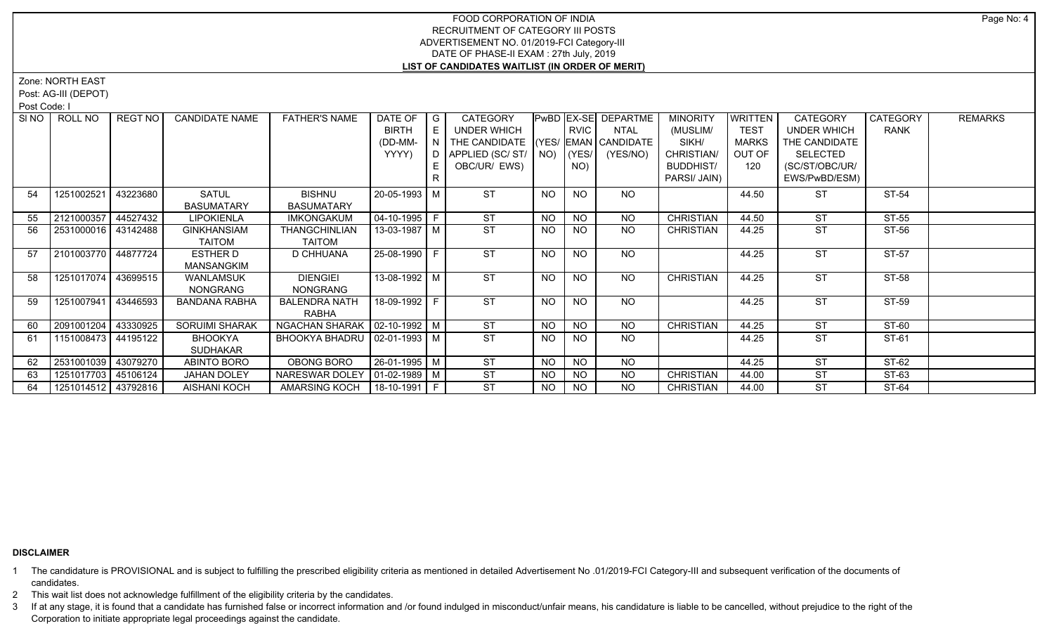# FOOD CORPORATION OF INDIA
## RECRUITMENT OF CATEGORY III POSTS
## ADVERTISEMENT NO. 01/2019-FCI Category-III
## DATE OF PHASE-II EXAM : 27th July, 2019
## LIST OF CANDIDATES WAITLIST (IN ORDER OF MERIT)

Zone: NORTH EAST
Post: AG-III (DEPOT)
Post Code: I

| Sl NO | ROLL NO | REGT NO | CANDIDATE NAME | FATHER'S NAME | DATE OF BIRTH (DD-MM-YYYY) | GENDER | CATEGORY UNDER WHICH THE CANDIDATE APPLIED (SC/ ST/ OBC/UR/ EWS) | PwBD (YES/ NO) | EX-SERVICEMAN (YES/ NO) | DEPARTMENTAL CANDIDATE (YES/NO) | MINORITY (MUSLIM/ SIKH/ CHRISTIAN/ BUDDHIST/ PARSI/ JAIN) | WRITTEN TEST MARKS OUT OF 120 | CATEGORY UNDER WHICH THE CANDIDATE SELECTED (SC/ST/OBC/UR/ EWS/PwBD/ESM) | CATEGORY RANK | REMARKS |
|---|---|---|---|---|---|---|---|---|---|---|---|---|---|---|---|
| 54 | 1251002521 | 43223680 | SATUL BASUMATARY | BISHNU BASUMATARY | 20-05-1993 | M | ST | NO | NO | NO | | 44.50 | ST | ST-54 | |
| 55 | 2121000357 | 44527432 | LIPOKIENLA | IMKONGAKUM | 04-10-1995 | F | ST | NO | NO | NO | CHRISTIAN | 44.50 | ST | ST-55 | |
| 56 | 2531000016 | 43142488 | GINKHANSIAM TAITOM | THANGCHINLIAN TAITOM | 13-03-1987 | M | ST | NO | NO | NO | CHRISTIAN | 44.25 | ST | ST-56 | |
| 57 | 2101003770 | 44877724 | ESTHER D MANSANGKIM | D CHHUANA | 25-08-1990 | F | ST | NO | NO | NO | | 44.25 | ST | ST-57 | |
| 58 | 1251017074 | 43699515 | WANLAMSUK NONGRANG | DIENGIEI NONGRANG | 13-08-1992 | M | ST | NO | NO | NO | CHRISTIAN | 44.25 | ST | ST-58 | |
| 59 | 1251007941 | 43446593 | BANDANA RABHA | BALENDRA NATH RABHA | 18-09-1992 | F | ST | NO | NO | NO | | 44.25 | ST | ST-59 | |
| 60 | 2091001204 | 43330925 | SORUIMI SHARAK | NGACHAN SHARAK | 02-10-1992 | M | ST | NO | NO | NO | CHRISTIAN | 44.25 | ST | ST-60 | |
| 61 | 1151008473 | 44195122 | BHOOKYA SUDHAKAR | BHOOKYA BHADRU | 02-01-1993 | M | ST | NO | NO | NO | | 44.25 | ST | ST-61 | |
| 62 | 2531001039 | 43079270 | ABINTO BORO | OBONG BORO | 26-01-1995 | M | ST | NO | NO | NO | | 44.25 | ST | ST-62 | |
| 63 | 1251017703 | 45106124 | JAHAN DOLEY | NARESWAR DOLEY | 01-02-1989 | M | ST | NO | NO | NO | CHRISTIAN | 44.00 | ST | ST-63 | |
| 64 | 1251014512 | 43792816 | AISHANI KOCH | AMARSING KOCH | 18-10-1991 | F | ST | NO | NO | NO | CHRISTIAN | 44.00 | ST | ST-64 | |

**DISCLAIMER**

1. The candidature is PROVISIONAL and is subject to fulfilling the prescribed eligibility criteria as mentioned in detailed Advertisement No .01/2019-FCI Category-III and subsequent verification of the documents of candidates.
2. This wait list does not acknowledge fulfillment of the eligibility criteria by the candidates.
3. If at any stage, it is found that a candidate has furnished false or incorrect information and /or found indulged in misconduct/unfair means, his candidature is liable to be cancelled, without prejudice to the right of the Corporation to initiate appropriate legal proceedings against the candidate.